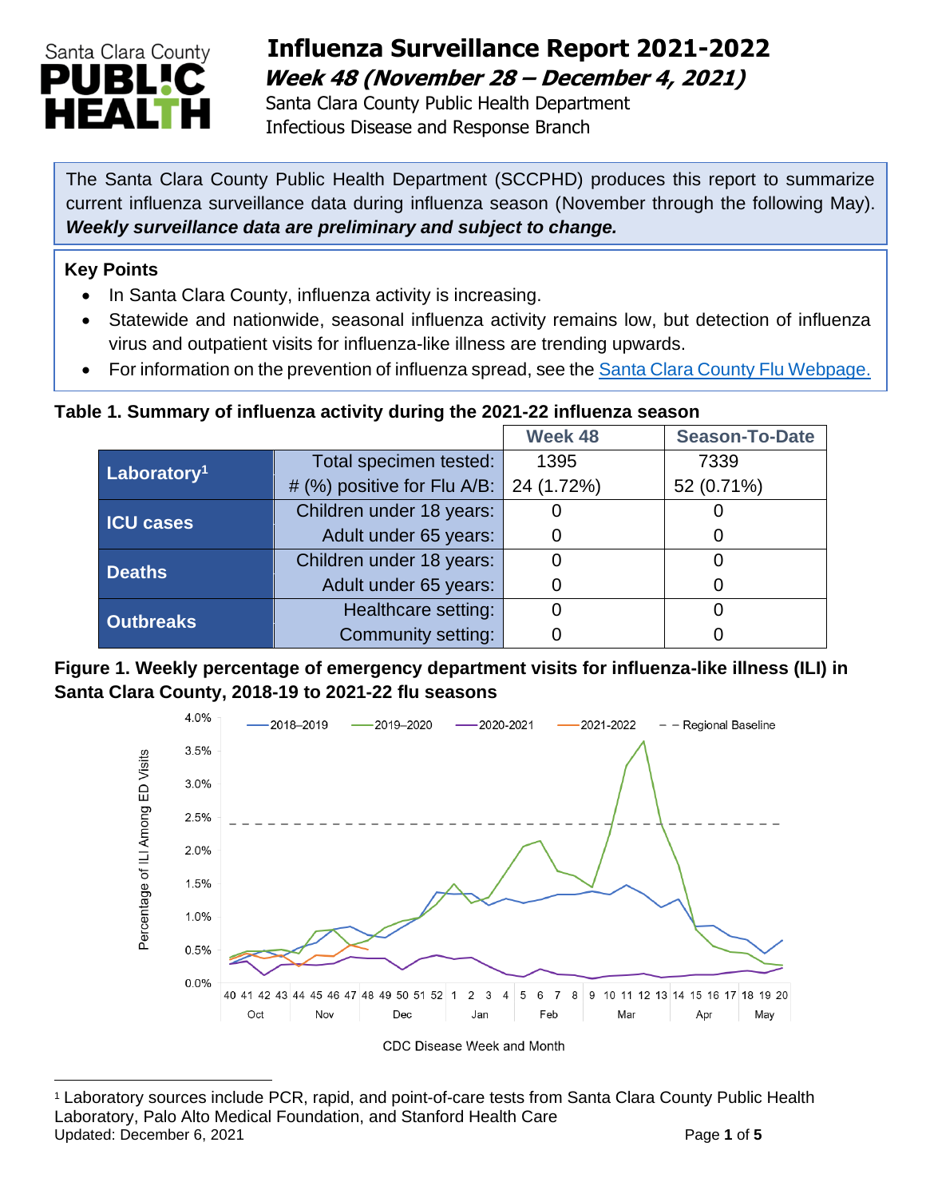# Influenza Surveillance Report 2021-2022

## *Week 48 (November 28 – December 4, 2021)*

Santa Clara County Public Health Department
Infectious Disease and Response Branch

The Santa Clara County Public Health Department (SCCPHD) produces this report to summarize current influenza surveillance data during influenza season (November through the following May). ***Weekly surveillance data are preliminary and subject to change.***

### Key Points

- In Santa Clara County, influenza activity is increasing.
- Statewide and nationwide, seasonal influenza activity remains low, but detection of influenza virus and outpatient visits for influenza-like illness are trending upwards.
- For information on the prevention of influenza spread, see the [Santa Clara County Flu Webpage.](Santa Clara County Flu Webpage.)

**Table 1. Summary of influenza activity during the 2021-22 influenza season**

| | | Week 48 | Season-To-Date |
|---|---|---|---|
| **Laboratory**[1] | Total specimen tested: | 1395 | 7339 |
| | # (%) positive for Flu A/B: | 24 (1.72%) | 52 (0.71%) |
| **ICU cases** | Children under 18 years: | 0 | 0 |
| | Adult under 65 years: | 0 | 0 |
| **Deaths** | Children under 18 years: | 0 | 0 |
| | Adult under 65 years: | 0 | 0 |
| **Outbreaks** | Healthcare setting: | 0 | 0 |
| | Community setting: | 0 | 0 |

**Figure 1. Weekly percentage of emergency department visits for influenza-like illness (ILI) in Santa Clara County, 2018-19 to 2021-22 flu seasons**

[1] Laboratory sources include PCR, rapid, and point-of-care tests from Santa Clara County Public Health Laboratory, Palo Alto Medical Foundation, and Stanford Health Care

Updated: December 6, 2021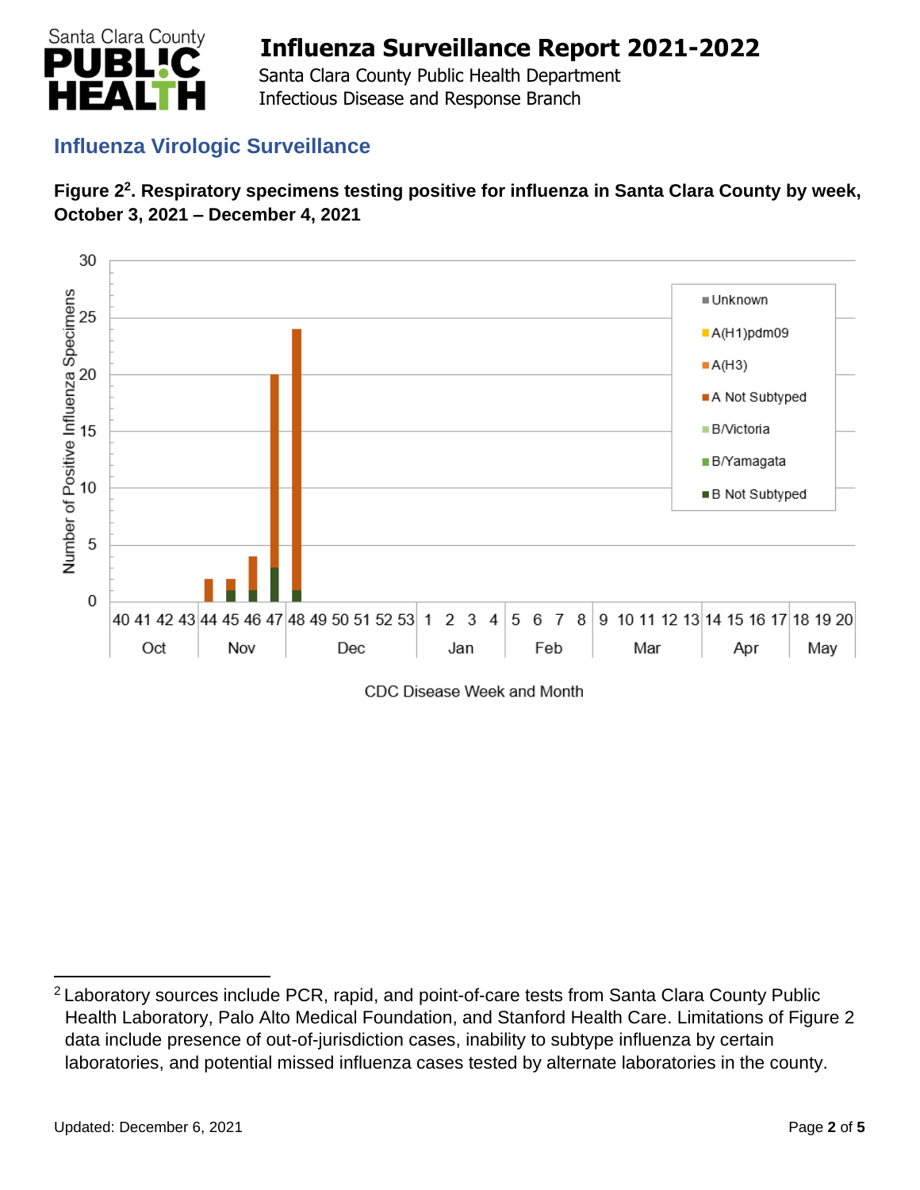## Influenza Virologic Surveillance

**Figure 2[2]. Respiratory specimens testing positive for influenza in Santa Clara County by week, October 3, 2021 – December 4, 2021**

[2] Laboratory sources include PCR, rapid, and point-of-care tests from Santa Clara County Public Health Laboratory, Palo Alto Medical Foundation, and Stanford Health Care. Limitations of Figure 2 data include presence of out-of-jurisdiction cases, inability to subtype influenza by certain laboratories, and potential missed influenza cases tested by alternate laboratories in the county.

Updated: December 6, 2021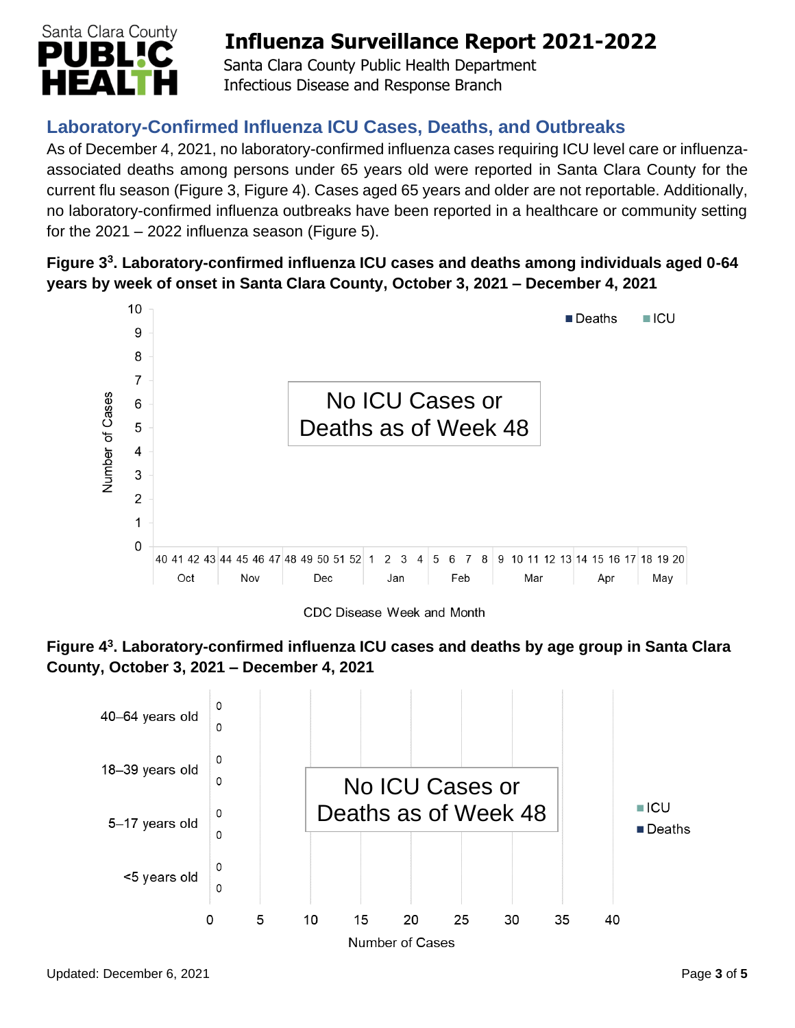## Laboratory-Confirmed Influenza ICU Cases, Deaths, and Outbreaks

As of December 4, 2021, no laboratory-confirmed influenza cases requiring ICU level care or influenza-associated deaths among persons under 65 years old were reported in Santa Clara County for the current flu season (Figure 3, Figure 4). Cases aged 65 years and older are not reportable. Additionally, no laboratory-confirmed influenza outbreaks have been reported in a healthcare or community setting for the 2021 – 2022 influenza season (Figure 5).

**Figure 3[3]. Laboratory-confirmed influenza ICU cases and deaths among individuals aged 0-64 years by week of onset in Santa Clara County, October 3, 2021 – December 4, 2021**

No ICU Cases or Deaths as of Week 48

**Figure 4[3]. Laboratory-confirmed influenza ICU cases and deaths by age group in Santa Clara County, October 3, 2021 – December 4, 2021**

No ICU Cases or Deaths as of Week 48

Updated: December 6, 2021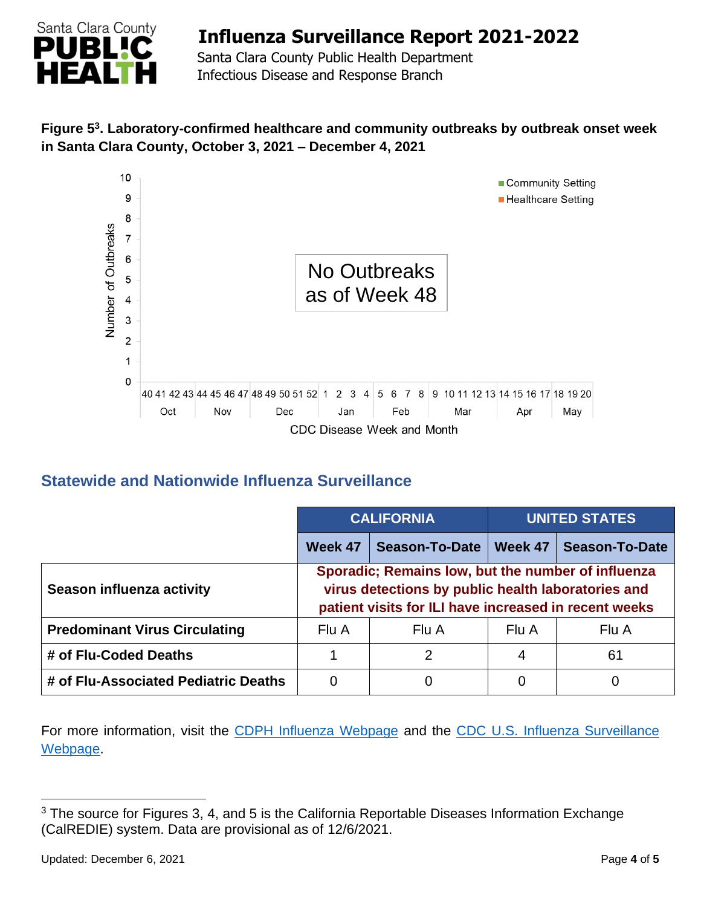**Figure 5[3]. Laboratory-confirmed healthcare and community outbreaks by outbreak onset week in Santa Clara County, October 3, 2021 – December 4, 2021**

No Outbreaks as of Week 48

## Statewide and Nationwide Influenza Surveillance

| | CALIFORNIA | | UNITED STATES | |
|---|---|---|---|---|
| | **Week 47** | **Season-To-Date** | **Week 47** | **Season-To-Date** |
| **Season influenza activity** | Sporadic; Remains low, but the number of influenza virus detections by public health laboratories and patient visits for ILI have increased in recent weeks | | | |
| **Predominant Virus Circulating** | Flu A | Flu A | Flu A | Flu A |
| **# of Flu-Coded Deaths** | 1 | 2 | 4 | 61 |
| **# of Flu-Associated Pediatric Deaths** | 0 | 0 | 0 | 0 |

For more information, visit the CDPH Influenza Webpage and the CDC U.S. Influenza Surveillance Webpage.

[3] The source for Figures 3, 4, and 5 is the California Reportable Diseases Information Exchange (CalREDIE) system. Data are provisional as of 12/6/2021.

Updated: December 6, 2021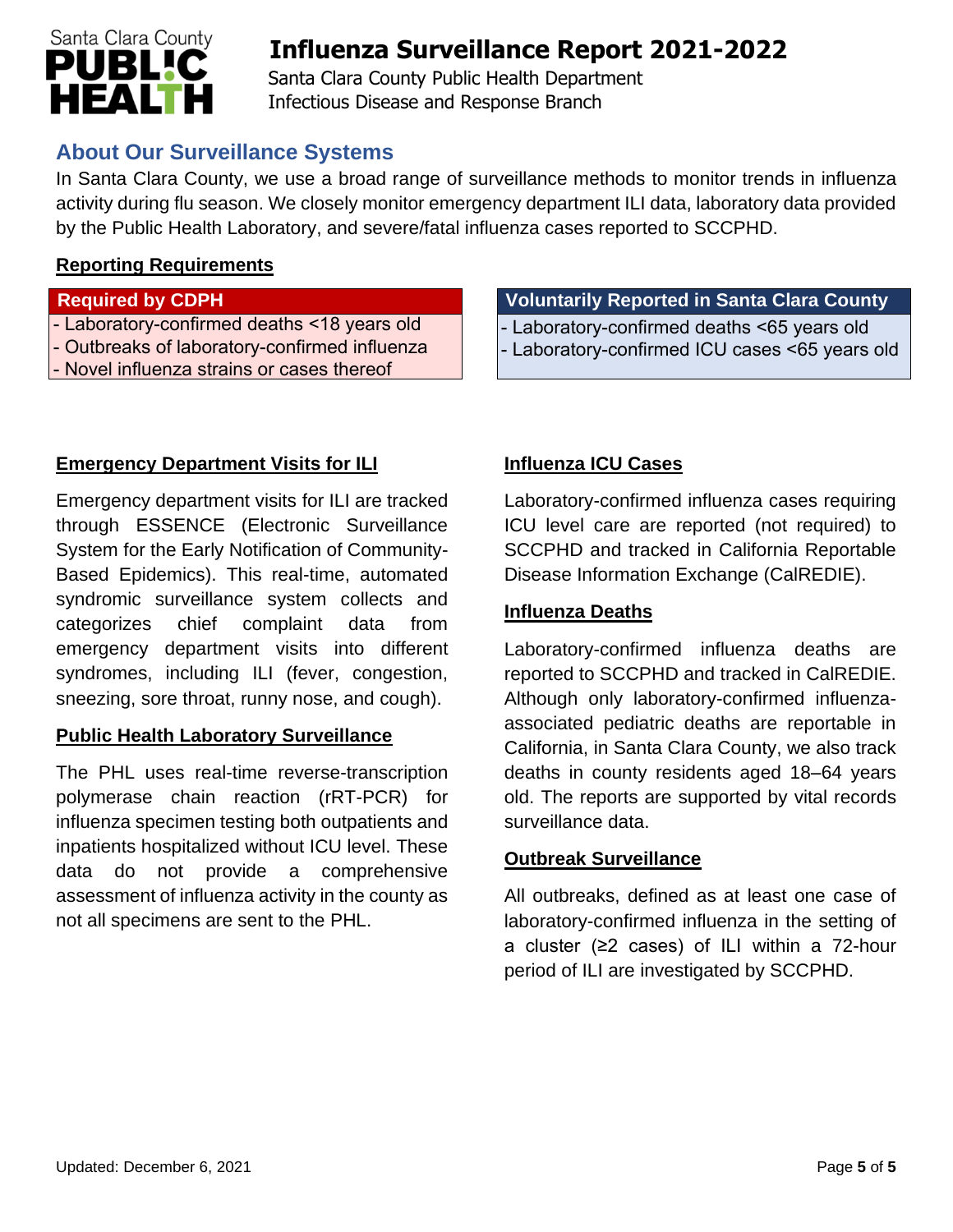# Influenza Surveillance Report 2021-2022

Santa Clara County Public Health Department
Infectious Disease and Response Branch

## About Our Surveillance Systems

In Santa Clara County, we use a broad range of surveillance methods to monitor trends in influenza activity during flu season. We closely monitor emergency department ILI data, laboratory data provided by the Public Health Laboratory, and severe/fatal influenza cases reported to SCCPHD.

### Reporting Requirements

| Required by CDPH | Voluntarily Reported in Santa Clara County |
|---|---|
| - Laboratory-confirmed deaths <18 years old | - Laboratory-confirmed deaths <65 years old |
| - Outbreaks of laboratory-confirmed influenza | - Laboratory-confirmed ICU cases <65 years old |
| - Novel influenza strains or cases thereof | |

### Emergency Department Visits for ILI

Emergency department visits for ILI are tracked through ESSENCE (Electronic Surveillance System for the Early Notification of Community-Based Epidemics). This real-time, automated syndromic surveillance system collects and categorizes chief complaint data from emergency department visits into different syndromes, including ILI (fever, congestion, sneezing, sore throat, runny nose, and cough).

### Public Health Laboratory Surveillance

The PHL uses real-time reverse-transcription polymerase chain reaction (rRT-PCR) for influenza specimen testing both outpatients and inpatients hospitalized without ICU level. These data do not provide a comprehensive assessment of influenza activity in the county as not all specimens are sent to the PHL.

### Influenza ICU Cases

Laboratory-confirmed influenza cases requiring ICU level care are reported (not required) to SCCPHD and tracked in California Reportable Disease Information Exchange (CalREDIE).

### Influenza Deaths

Laboratory-confirmed influenza deaths are reported to SCCPHD and tracked in CalREDIE. Although only laboratory-confirmed influenza-associated pediatric deaths are reportable in California, in Santa Clara County, we also track deaths in county residents aged 18–64 years old. The reports are supported by vital records surveillance data.

### Outbreak Surveillance

All outbreaks, defined as at least one case of laboratory-confirmed influenza in the setting of a cluster (≥2 cases) of ILI within a 72-hour period of ILI are investigated by SCCPHD.

Updated: December 6, 2021